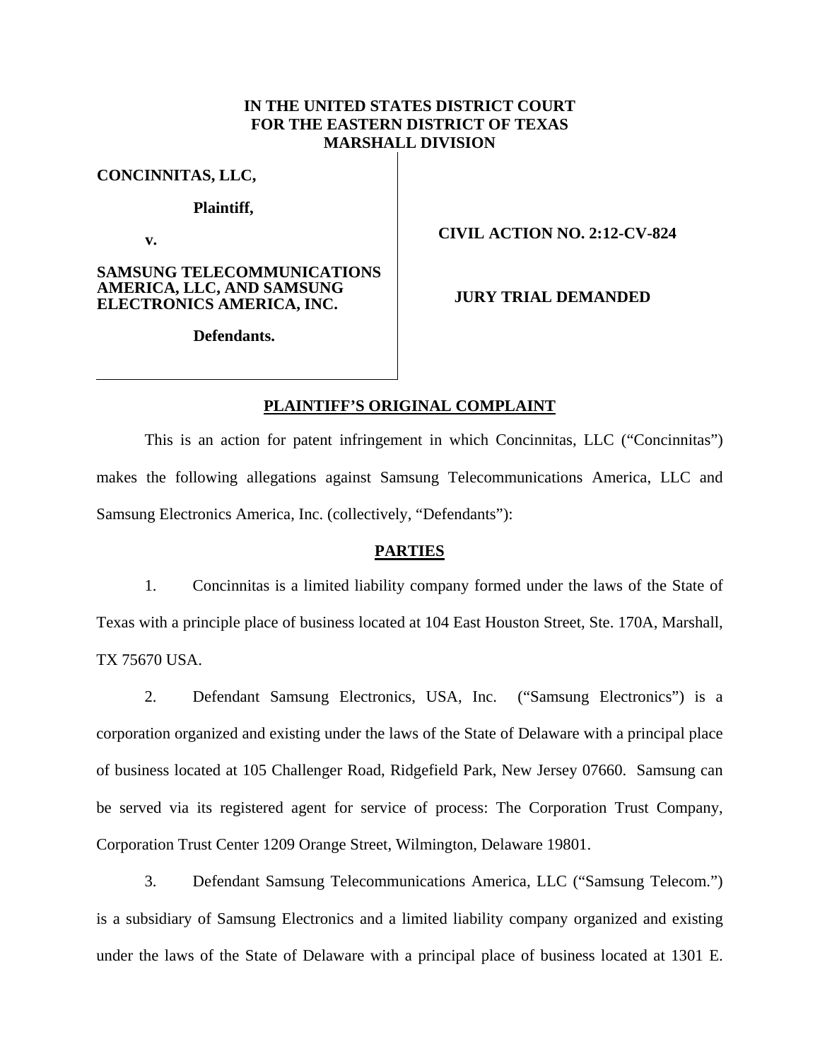**IN THE UNITED STATES DISTRICT COURT**
**FOR THE EASTERN DISTRICT OF TEXAS**
**MARSHALL DIVISION**

| | |
|---|---|
| **CONCINNITAS, LLC,** | |
| **Plaintiff,** | |
| **v.** | **CIVIL ACTION NO. 2:12-CV-824** |
| **SAMSUNG TELECOMMUNICATIONS AMERICA, LLC, AND SAMSUNG ELECTRONICS AMERICA, INC.** | **JURY TRIAL DEMANDED** |
| **Defendants.** | |

## PLAINTIFF'S ORIGINAL COMPLAINT

This is an action for patent infringement in which Concinnitas, LLC ("Concinnitas") makes the following allegations against Samsung Telecommunications America, LLC and Samsung Electronics America, Inc. (collectively, "Defendants"):

## PARTIES

1. Concinnitas is a limited liability company formed under the laws of the State of Texas with a principle place of business located at 104 East Houston Street, Ste. 170A, Marshall, TX 75670 USA.

2. Defendant Samsung Electronics, USA, Inc. ("Samsung Electronics") is a corporation organized and existing under the laws of the State of Delaware with a principal place of business located at 105 Challenger Road, Ridgefield Park, New Jersey 07660. Samsung can be served via its registered agent for service of process: The Corporation Trust Company, Corporation Trust Center 1209 Orange Street, Wilmington, Delaware 19801.

3. Defendant Samsung Telecommunications America, LLC ("Samsung Telecom.") is a subsidiary of Samsung Electronics and a limited liability company organized and existing under the laws of the State of Delaware with a principal place of business located at 1301 E.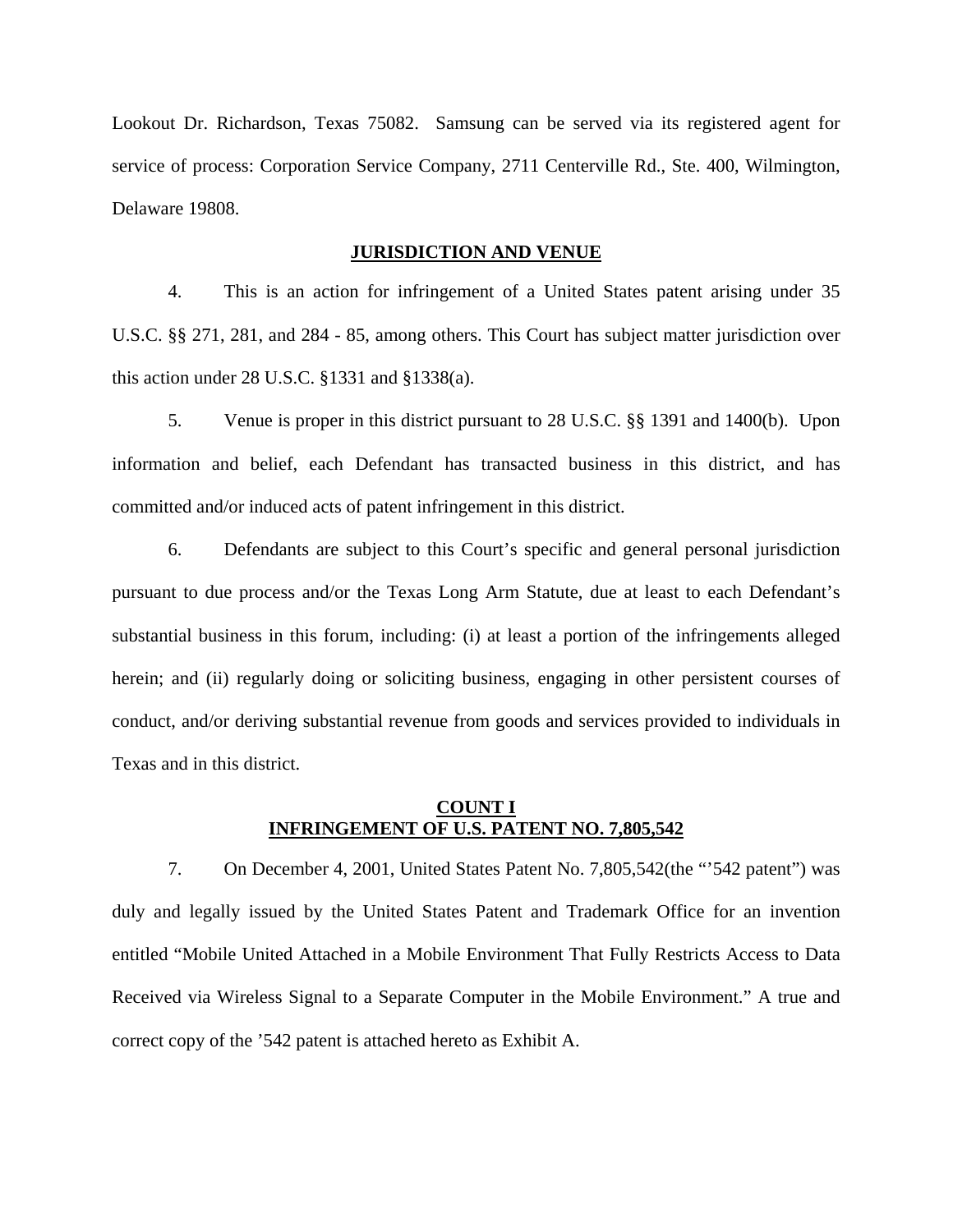Lookout Dr. Richardson, Texas 75082. Samsung can be served via its registered agent for service of process: Corporation Service Company, 2711 Centerville Rd., Ste. 400, Wilmington, Delaware 19808.

## JURISDICTION AND VENUE

4. This is an action for infringement of a United States patent arising under 35 U.S.C. §§ 271, 281, and 284 - 85, among others. This Court has subject matter jurisdiction over this action under 28 U.S.C. §1331 and §1338(a).

5. Venue is proper in this district pursuant to 28 U.S.C. §§ 1391 and 1400(b). Upon information and belief, each Defendant has transacted business in this district, and has committed and/or induced acts of patent infringement in this district.

6. Defendants are subject to this Court's specific and general personal jurisdiction pursuant to due process and/or the Texas Long Arm Statute, due at least to each Defendant's substantial business in this forum, including: (i) at least a portion of the infringements alleged herein; and (ii) regularly doing or soliciting business, engaging in other persistent courses of conduct, and/or deriving substantial revenue from goods and services provided to individuals in Texas and in this district.

## COUNT I
## INFRINGEMENT OF U.S. PATENT NO. 7,805,542

7. On December 4, 2001, United States Patent No. 7,805,542(the "'542 patent") was duly and legally issued by the United States Patent and Trademark Office for an invention entitled "Mobile United Attached in a Mobile Environment That Fully Restricts Access to Data Received via Wireless Signal to a Separate Computer in the Mobile Environment." A true and correct copy of the '542 patent is attached hereto as Exhibit A.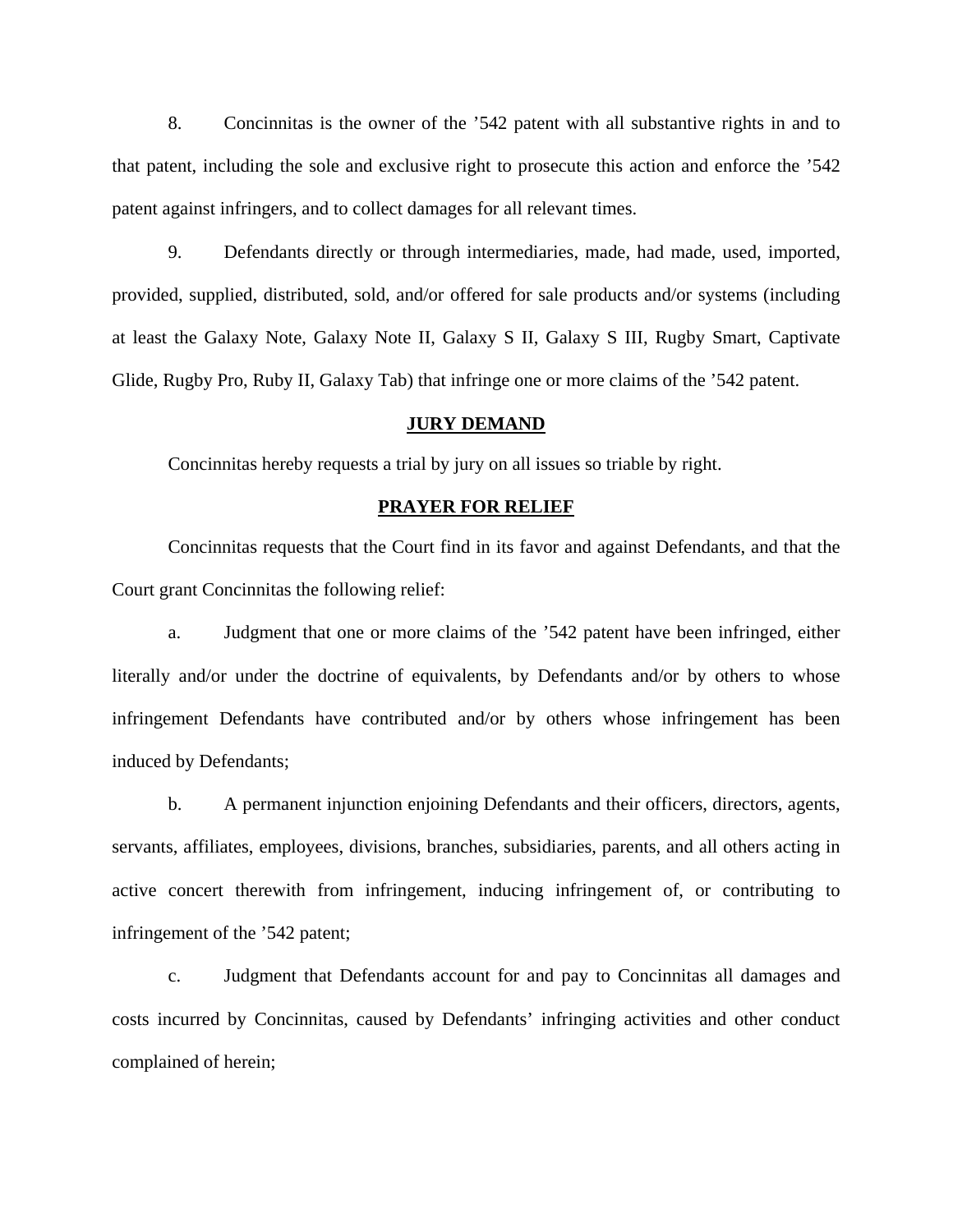8. Concinnitas is the owner of the ’542 patent with all substantive rights in and to that patent, including the sole and exclusive right to prosecute this action and enforce the ’542 patent against infringers, and to collect damages for all relevant times.

9. Defendants directly or through intermediaries, made, had made, used, imported, provided, supplied, distributed, sold, and/or offered for sale products and/or systems (including at least the Galaxy Note, Galaxy Note II, Galaxy S II, Galaxy S III, Rugby Smart, Captivate Glide, Rugby Pro, Ruby II, Galaxy Tab) that infringe one or more claims of the ’542 patent.

## JURY DEMAND

Concinnitas hereby requests a trial by jury on all issues so triable by right.

## PRAYER FOR RELIEF

Concinnitas requests that the Court find in its favor and against Defendants, and that the Court grant Concinnitas the following relief:

a. Judgment that one or more claims of the ’542 patent have been infringed, either literally and/or under the doctrine of equivalents, by Defendants and/or by others to whose infringement Defendants have contributed and/or by others whose infringement has been induced by Defendants;

b. A permanent injunction enjoining Defendants and their officers, directors, agents, servants, affiliates, employees, divisions, branches, subsidiaries, parents, and all others acting in active concert therewith from infringement, inducing infringement of, or contributing to infringement of the ’542 patent;

c. Judgment that Defendants account for and pay to Concinnitas all damages and costs incurred by Concinnitas, caused by Defendants’ infringing activities and other conduct complained of herein;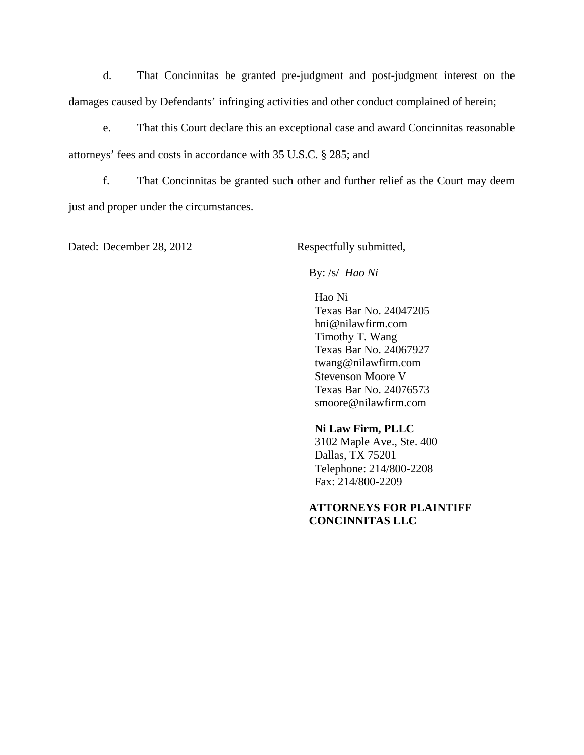d. That Concinnitas be granted pre-judgment and post-judgment interest on the damages caused by Defendants' infringing activities and other conduct complained of herein;

e. That this Court declare this an exceptional case and award Concinnitas reasonable attorneys' fees and costs in accordance with 35 U.S.C. § 285; and

f. That Concinnitas be granted such other and further relief as the Court may deem just and proper under the circumstances.

Dated: December 28, 2012

Respectfully submitted,

By: /s/ *Hao Ni*

Hao Ni
Texas Bar No. 24047205
hni@nilawfirm.com
Timothy T. Wang
Texas Bar No. 24067927
twang@nilawfirm.com
Stevenson Moore V
Texas Bar No. 24076573
smoore@nilawfirm.com

**Ni Law Firm, PLLC**
3102 Maple Ave., Ste. 400
Dallas, TX 75201
Telephone: 214/800-2208
Fax: 214/800-2209

**ATTORNEYS FOR PLAINTIFF CONCINNITAS LLC**